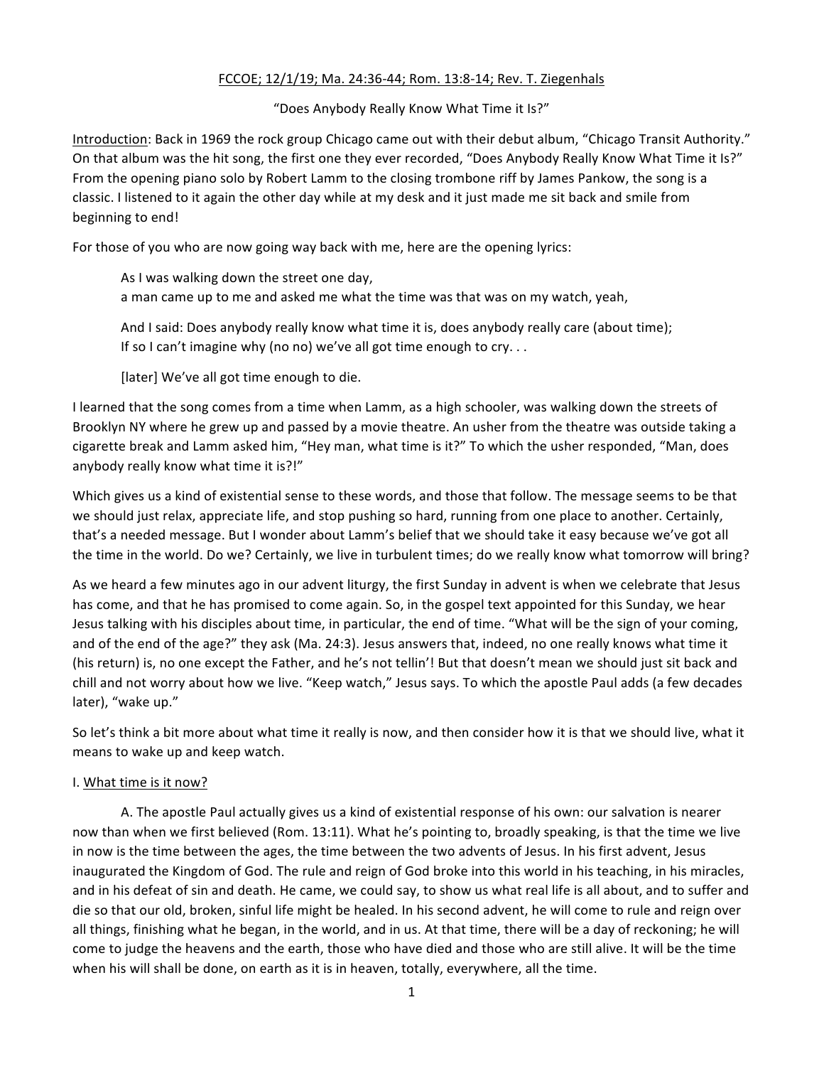<u>FCCOE; 12/1/19; Ma. 24:36-44; Rom. 13:8-14; Rev. T. Ziegenhals</u>

"Does Anybody Really Know What Time it Is?"

<u>Introduction</u>: Back in 1969 the rock group Chicago came out with their debut album, "Chicago Transit Authority." On that album was the hit song, the first one they ever recorded, "Does Anybody Really Know What Time it Is?" From the opening piano solo by Robert Lamm to the closing trombone riff by James Pankow, the song is a classic. I listened to it again the other day while at my desk and it just made me sit back and smile from beginning to end!

For those of you who are now going way back with me, here are the opening lyrics:

> As I was walking down the street one day,
> a man came up to me and asked me what the time was that was on my watch, yeah,
>
> And I said: Does anybody really know what time it is, does anybody really care (about time);
> If so I can't imagine why (no no) we've all got time enough to cry. . .
>
> [later] We've all got time enough to die.

I learned that the song comes from a time when Lamm, as a high schooler, was walking down the streets of Brooklyn NY where he grew up and passed by a movie theatre. An usher from the theatre was outside taking a cigarette break and Lamm asked him, "Hey man, what time is it?" To which the usher responded, "Man, does anybody really know what time it is?!"

Which gives us a kind of existential sense to these words, and those that follow. The message seems to be that we should just relax, appreciate life, and stop pushing so hard, running from one place to another. Certainly, that's a needed message. But I wonder about Lamm's belief that we should take it easy because we've got all the time in the world. Do we? Certainly, we live in turbulent times; do we really know what tomorrow will bring?

As we heard a few minutes ago in our advent liturgy, the first Sunday in advent is when we celebrate that Jesus has come, and that he has promised to come again. So, in the gospel text appointed for this Sunday, we hear Jesus talking with his disciples about time, in particular, the end of time. "What will be the sign of your coming, and of the end of the age?" they ask (Ma. 24:3). Jesus answers that, indeed, no one really knows what time it (his return) is, no one except the Father, and he's not tellin'! But that doesn't mean we should just sit back and chill and not worry about how we live. "Keep watch," Jesus says. To which the apostle Paul adds (a few decades later), "wake up."

So let's think a bit more about what time it really is now, and then consider how it is that we should live, what it means to wake up and keep watch.

I. <u>What time is it now?</u>

A. The apostle Paul actually gives us a kind of existential response of his own: our salvation is nearer now than when we first believed (Rom. 13:11). What he's pointing to, broadly speaking, is that the time we live in now is the time between the ages, the time between the two advents of Jesus. In his first advent, Jesus inaugurated the Kingdom of God. The rule and reign of God broke into this world in his teaching, in his miracles, and in his defeat of sin and death. He came, we could say, to show us what real life is all about, and to suffer and die so that our old, broken, sinful life might be healed. In his second advent, he will come to rule and reign over all things, finishing what he began, in the world, and in us. At that time, there will be a day of reckoning; he will come to judge the heavens and the earth, those who have died and those who are still alive. It will be the time when his will shall be done, on earth as it is in heaven, totally, everywhere, all the time.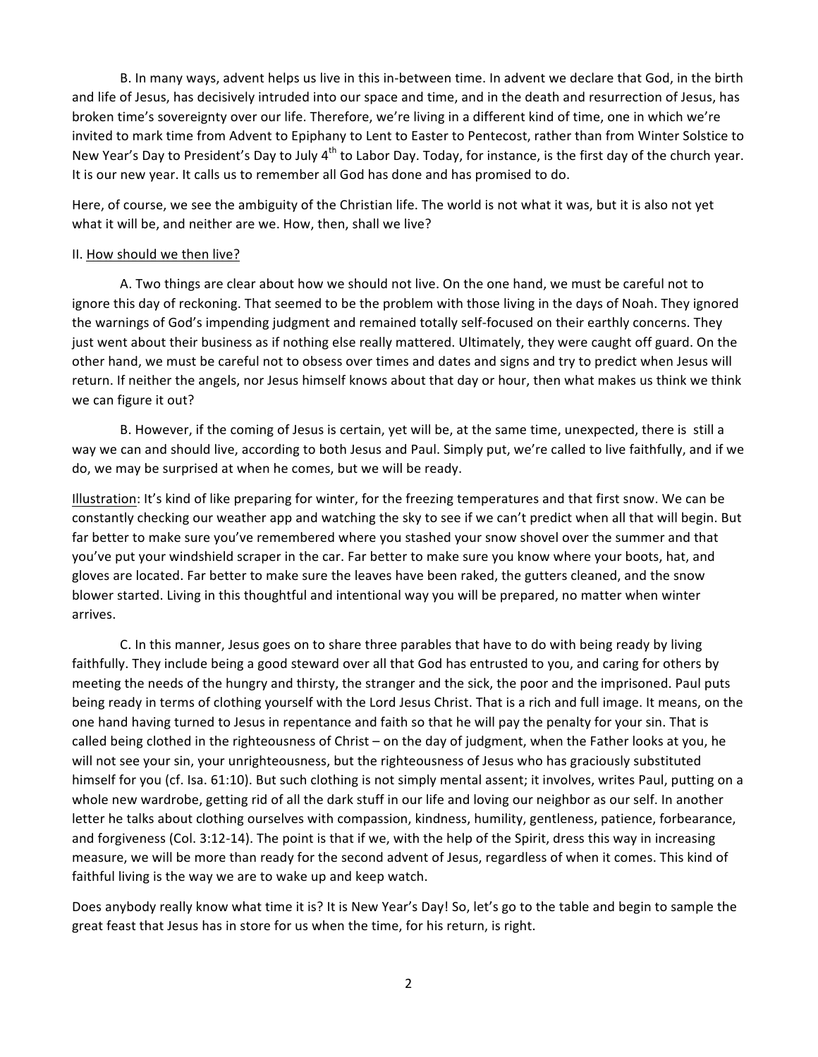B. In many ways, advent helps us live in this in-between time. In advent we declare that God, in the birth and life of Jesus, has decisively intruded into our space and time, and in the death and resurrection of Jesus, has broken time's sovereignty over our life. Therefore, we're living in a different kind of time, one in which we're invited to mark time from Advent to Epiphany to Lent to Easter to Pentecost, rather than from Winter Solstice to New Year's Day to President's Day to July 4th to Labor Day. Today, for instance, is the first day of the church year. It is our new year. It calls us to remember all God has done and has promised to do.

Here, of course, we see the ambiguity of the Christian life. The world is not what it was, but it is also not yet what it will be, and neither are we. How, then, shall we live?

II. <u>How should we then live?</u>

A. Two things are clear about how we should not live. On the one hand, we must be careful not to ignore this day of reckoning. That seemed to be the problem with those living in the days of Noah. They ignored the warnings of God's impending judgment and remained totally self-focused on their earthly concerns. They just went about their business as if nothing else really mattered. Ultimately, they were caught off guard. On the other hand, we must be careful not to obsess over times and dates and signs and try to predict when Jesus will return. If neither the angels, nor Jesus himself knows about that day or hour, then what makes us think we think we can figure it out?

B. However, if the coming of Jesus is certain, yet will be, at the same time, unexpected, there is still a way we can and should live, according to both Jesus and Paul. Simply put, we're called to live faithfully, and if we do, we may be surprised at when he comes, but we will be ready.

<u>Illustration</u>: It's kind of like preparing for winter, for the freezing temperatures and that first snow. We can be constantly checking our weather app and watching the sky to see if we can't predict when all that will begin. But far better to make sure you've remembered where you stashed your snow shovel over the summer and that you've put your windshield scraper in the car. Far better to make sure you know where your boots, hat, and gloves are located. Far better to make sure the leaves have been raked, the gutters cleaned, and the snow blower started. Living in this thoughtful and intentional way you will be prepared, no matter when winter arrives.

C. In this manner, Jesus goes on to share three parables that have to do with being ready by living faithfully. They include being a good steward over all that God has entrusted to you, and caring for others by meeting the needs of the hungry and thirsty, the stranger and the sick, the poor and the imprisoned. Paul puts being ready in terms of clothing yourself with the Lord Jesus Christ. That is a rich and full image. It means, on the one hand having turned to Jesus in repentance and faith so that he will pay the penalty for your sin. That is called being clothed in the righteousness of Christ – on the day of judgment, when the Father looks at you, he will not see your sin, your unrighteousness, but the righteousness of Jesus who has graciously substituted himself for you (cf. Isa. 61:10). But such clothing is not simply mental assent; it involves, writes Paul, putting on a whole new wardrobe, getting rid of all the dark stuff in our life and loving our neighbor as our self. In another letter he talks about clothing ourselves with compassion, kindness, humility, gentleness, patience, forbearance, and forgiveness (Col. 3:12-14). The point is that if we, with the help of the Spirit, dress this way in increasing measure, we will be more than ready for the second advent of Jesus, regardless of when it comes. This kind of faithful living is the way we are to wake up and keep watch.

Does anybody really know what time it is? It is New Year's Day! So, let's go to the table and begin to sample the great feast that Jesus has in store for us when the time, for his return, is right.